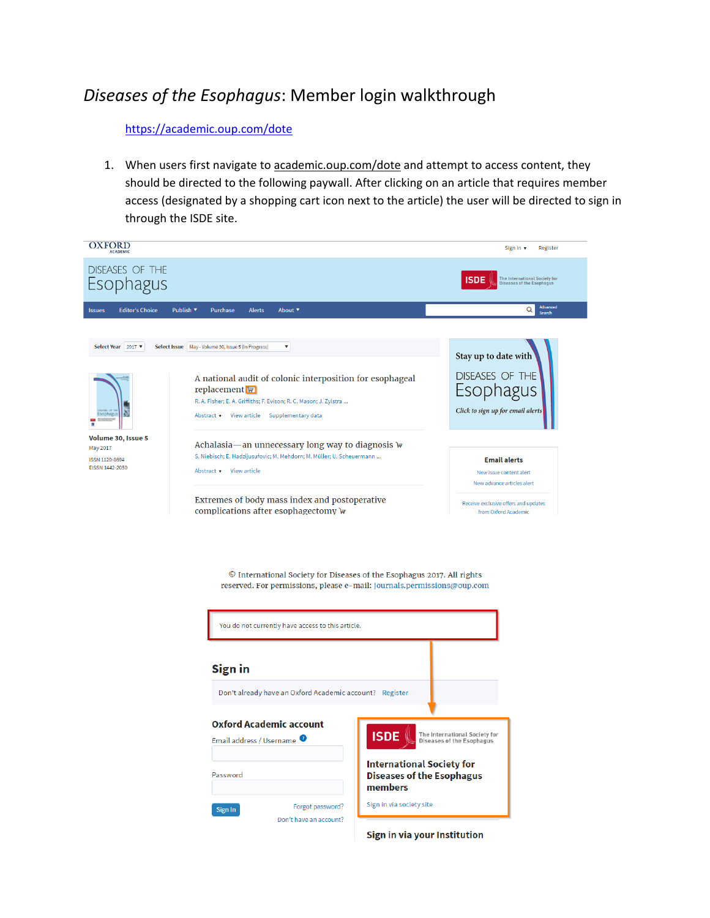# *Diseases of the Esophagus*: Member login walkthrough

https://academic.oup.com/dote

1. When users first navigate to academic.oup.com/dote and attempt to access content, they should be directed to the following paywall. After clicking on an article that requires member access (designated by a shopping cart icon next to the article) the user will be directed to sign in through the ISDE site.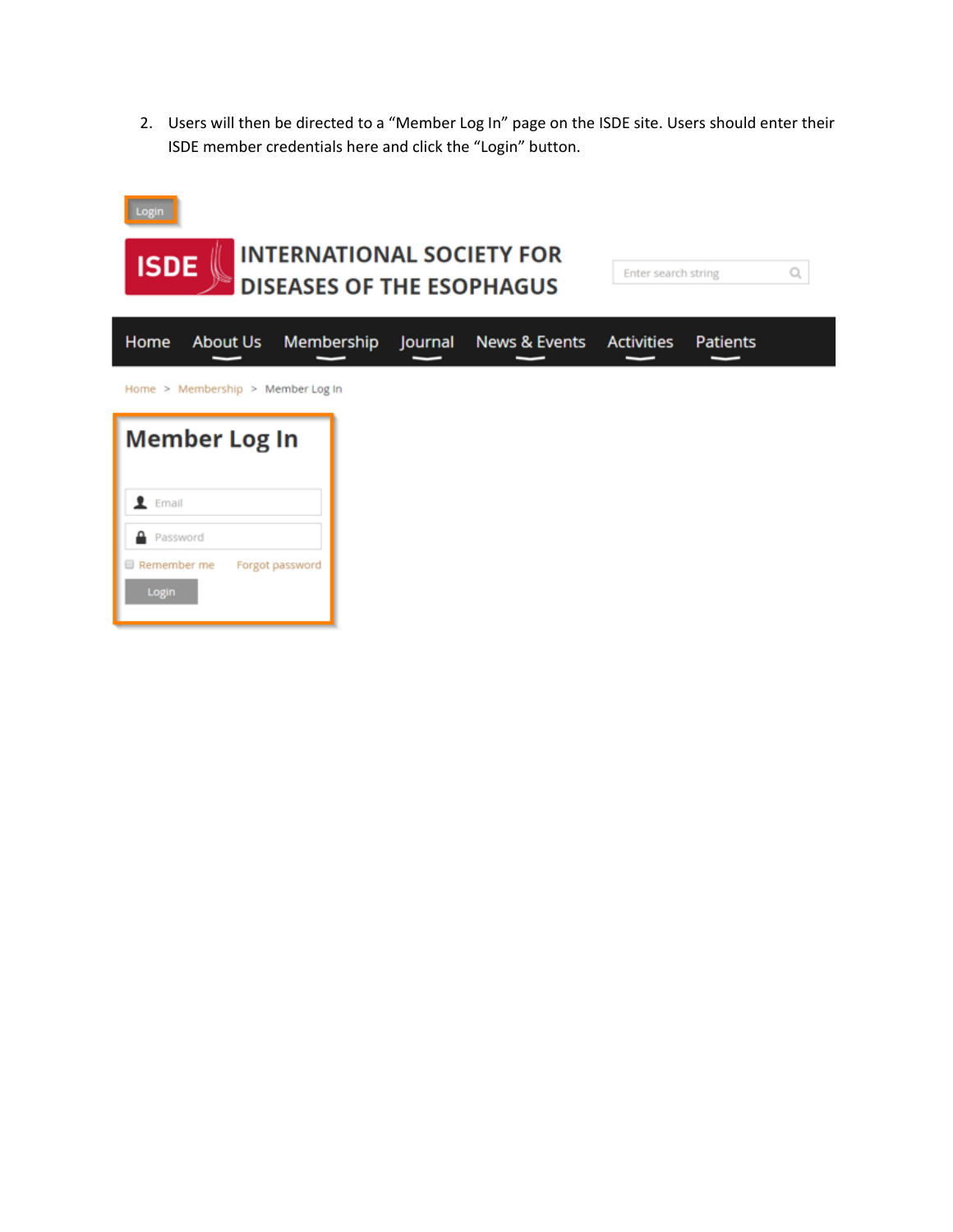2. Users will then be directed to a "Member Log In" page on the ISDE site. Users should enter their ISDE member credentials here and click the "Login" button.

Login

ISDE INTERNATIONAL SOCIETY FOR DISEASES OF THE ESOPHAGUS

Enter search string

Home About Us Membership Journal News & Events Activities Patients

Home > Membership > Member Log In

## Member Log In

Email

Password

Remember me Forgot password

Login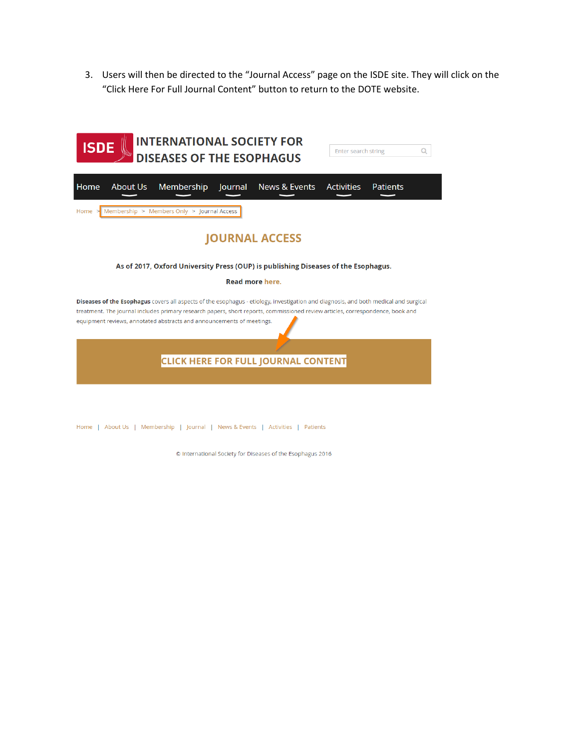3. Users will then be directed to the "Journal Access" page on the ISDE site. They will click on the "Click Here For Full Journal Content" button to return to the DOTE website.

ISDE INTERNATIONAL SOCIETY FOR DISEASES OF THE ESOPHAGUS

Enter search string

Home | About Us | Membership | Journal | News & Events | Activities | Patients

Home > Membership > Members Only > Journal Access

# JOURNAL ACCESS

**As of 2017, Oxford University Press (OUP) is publishing Diseases of the Esophagus.**

**Read more here.**

**Diseases of the Esophagus** covers all aspects of the esophagus - etiology, investigation and diagnosis, and both medical and surgical treatment. The journal includes primary research papers, short reports, commissioned review articles, correspondence, book and equipment reviews, annotated abstracts and announcements of meetings.

CLICK HERE FOR FULL JOURNAL CONTENT

Home | About Us | Membership | Journal | News & Events | Activities | Patients

© International Society for Diseases of the Esophagus 2016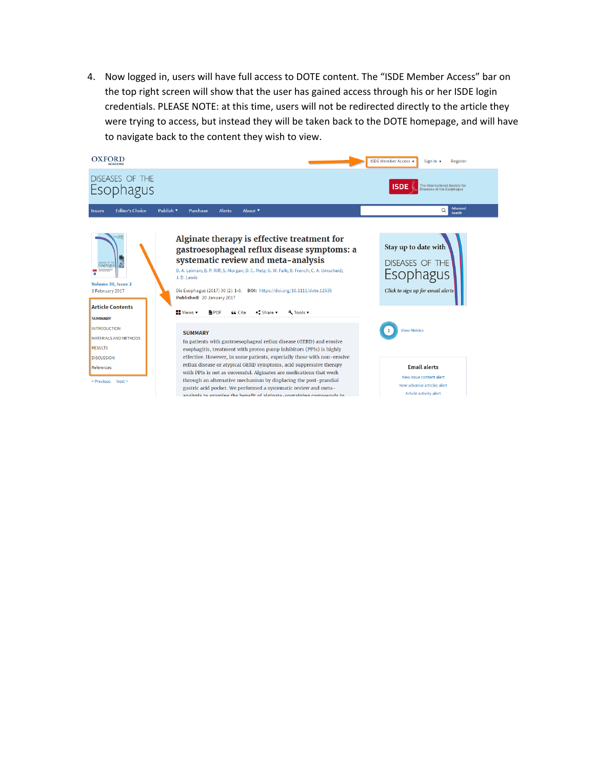4. Now logged in, users will have full access to DOTE content. The "ISDE Member Access" bar on the top right screen will show that the user has gained access through his or her ISDE login credentials. PLEASE NOTE: at this time, users will not be redirected directly to the article they were trying to access, but instead they will be taken back to the DOTE homepage, and will have to navigate back to the content they wish to view.